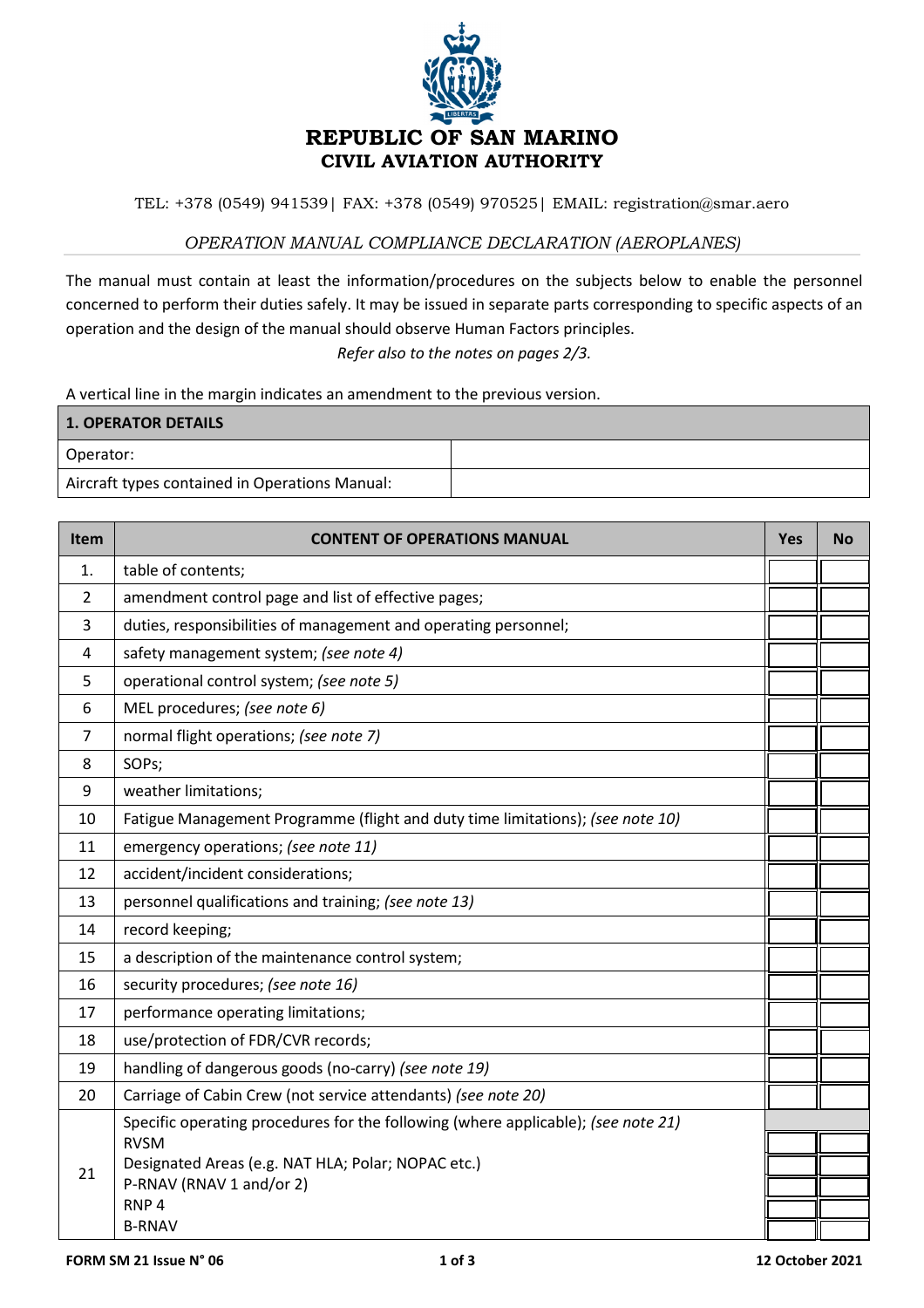# REPUBLIC OF SAN MARINO
## CIVIL AVIATION AUTHORITY

TEL: +378 (0549) 941539| FAX: +378 (0549) 970525| EMAIL: registration@smar.aero

*OPERATION MANUAL COMPLIANCE DECLARATION (AEROPLANES)*

The manual must contain at least the information/procedures on the subjects below to enable the personnel concerned to perform their duties safely. It may be issued in separate parts corresponding to specific aspects of an operation and the design of the manual should observe Human Factors principles.

*Refer also to the notes on pages 2/3.*

A vertical line in the margin indicates an amendment to the previous version.

| **1. OPERATOR DETAILS** | |
|---|---|
| Operator: | |
| Aircraft types contained in Operations Manual: | |

| Item | CONTENT OF OPERATIONS MANUAL | Yes | No |
|---|---|---|---|
| 1. | table of contents; | | |
| 2 | amendment control page and list of effective pages; | | |
| 3 | duties, responsibilities of management and operating personnel; | | |
| 4 | safety management system; *(see note 4)* | | |
| 5 | operational control system; *(see note 5)* | | |
| 6 | MEL procedures; *(see note 6)* | | |
| 7 | normal flight operations; *(see note 7)* | | |
| 8 | SOPs; | | |
| 9 | weather limitations; | | |
| 10 | Fatigue Management Programme (flight and duty time limitations); *(see note 10)* | | |
| 11 | emergency operations; *(see note 11)* | | |
| 12 | accident/incident considerations; | | |
| 13 | personnel qualifications and training; *(see note 13)* | | |
| 14 | record keeping; | | |
| 15 | a description of the maintenance control system; | | |
| 16 | security procedures; *(see note 16)* | | |
| 17 | performance operating limitations; | | |
| 18 | use/protection of FDR/CVR records; | | |
| 19 | handling of dangerous goods (no-carry) *(see note 19)* | | |
| 20 | Carriage of Cabin Crew (not service attendants) *(see note 20)* | | |
| 21 | Specific operating procedures for the following (where applicable); *(see note 21)* | | |
| | RVSM | | |
| | Designated Areas (e.g. NAT HLA; Polar; NOPAC etc.) | | |
| | P-RNAV (RNAV 1 and/or 2) | | |
| | RNP 4 | | |
| | B-RNAV | | |

**FORM SM 21 Issue N° 06** **12 October 2021**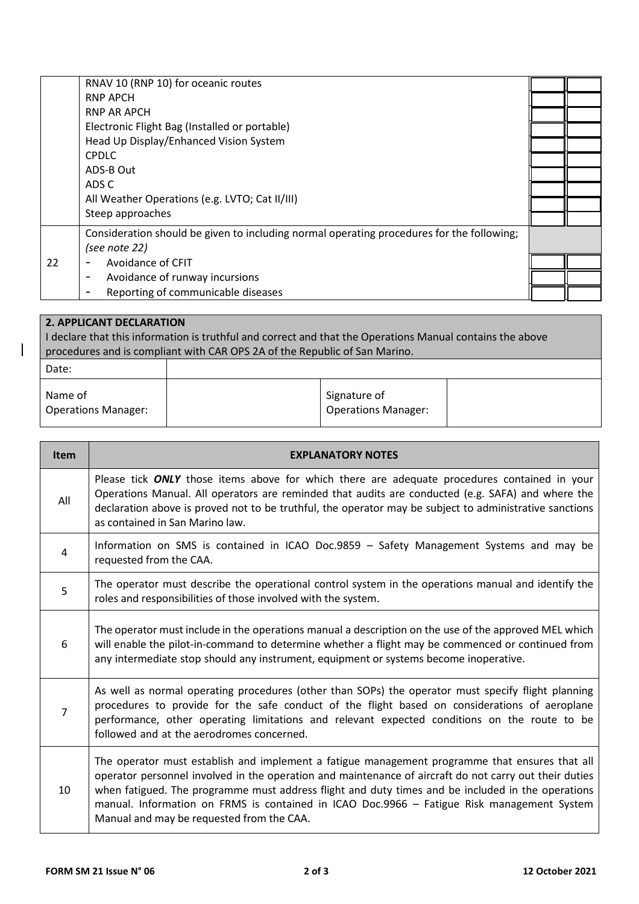|  | RNAV 10 (RNP 10) for oceanic routes<br>RNP APCH<br>RNP AR APCH<br>Electronic Flight Bag (Installed or portable)<br>Head Up Display/Enhanced Vision System<br>CPDLC<br>ADS-B Out<br>ADS C<br>All Weather Operations (e.g. LVTO; Cat II/III)<br>Steep approaches |  |  |
|---|---|---|---|
| 22 | Consideration should be given to including normal operating procedures for the following; *(see note 22)*<br>- Avoidance of CFIT<br>- Avoidance of runway incursions<br>- Reporting of communicable diseases |  |  |

| **2. APPLICANT DECLARATION**<br>I declare that this information is truthful and correct and that the Operations Manual contains the above procedures and is compliant with CAR OPS 2A of the Republic of San Marino. | | | |
|---|---|---|---|
| Date: | | | |
| Name of Operations Manager: | | Signature of Operations Manager: | |

| Item | EXPLANATORY NOTES |
|---|---|
| All | Please tick ***ONLY*** those items above for which there are adequate procedures contained in your Operations Manual. All operators are reminded that audits are conducted (e.g. SAFA) and where the declaration above is proved not to be truthful, the operator may be subject to administrative sanctions as contained in San Marino law. |
| 4 | Information on SMS is contained in ICAO Doc.9859 – Safety Management Systems and may be requested from the CAA. |
| 5 | The operator must describe the operational control system in the operations manual and identify the roles and responsibilities of those involved with the system. |
| 6 | The operator must include in the operations manual a description on the use of the approved MEL which will enable the pilot-in-command to determine whether a flight may be commenced or continued from any intermediate stop should any instrument, equipment or systems become inoperative. |
| 7 | As well as normal operating procedures (other than SOPs) the operator must specify flight planning procedures to provide for the safe conduct of the flight based on considerations of aeroplane performance, other operating limitations and relevant expected conditions on the route to be followed and at the aerodromes concerned. |
| 10 | The operator must establish and implement a fatigue management programme that ensures that all operator personnel involved in the operation and maintenance of aircraft do not carry out their duties when fatigued. The programme must address flight and duty times and be included in the operations manual. Information on FRMS is contained in ICAO Doc.9966 – Fatigue Risk management System Manual and may be requested from the CAA. |

FORM SM 21 Issue N° 06 — 12 October 2021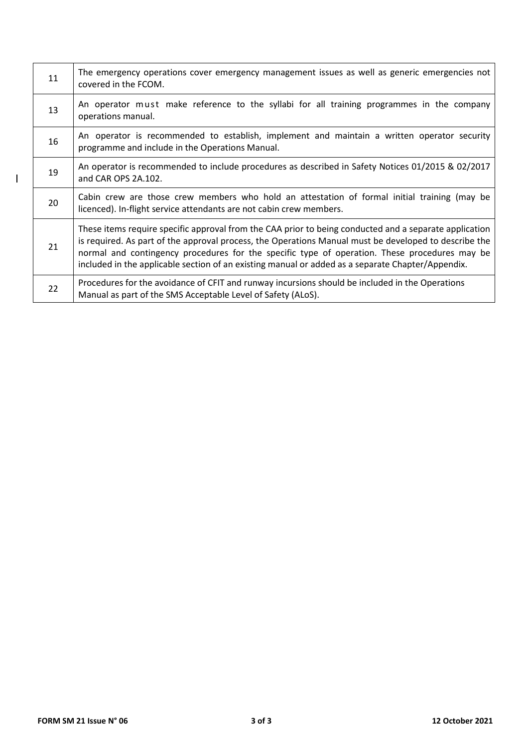| | |
|---|---|
| 11 | The emergency operations cover emergency management issues as well as generic emergencies not covered in the FCOM. |
| 13 | An operator must make reference to the syllabi for all training programmes in the company operations manual. |
| 16 | An operator is recommended to establish, implement and maintain a written operator security programme and include in the Operations Manual. |
| 19 | An operator is recommended to include procedures as described in Safety Notices 01/2015 & 02/2017 and CAR OPS 2A.102. |
| 20 | Cabin crew are those crew members who hold an attestation of formal initial training (may be licenced). In-flight service attendants are not cabin crew members. |
| 21 | These items require specific approval from the CAA prior to being conducted and a separate application is required. As part of the approval process, the Operations Manual must be developed to describe the normal and contingency procedures for the specific type of operation. These procedures may be included in the applicable section of an existing manual or added as a separate Chapter/Appendix. |
| 22 | Procedures for the avoidance of CFIT and runway incursions should be included in the Operations Manual as part of the SMS Acceptable Level of Safety (ALoS). |

**FORM SM 21 Issue N° 06** **12 October 2021**